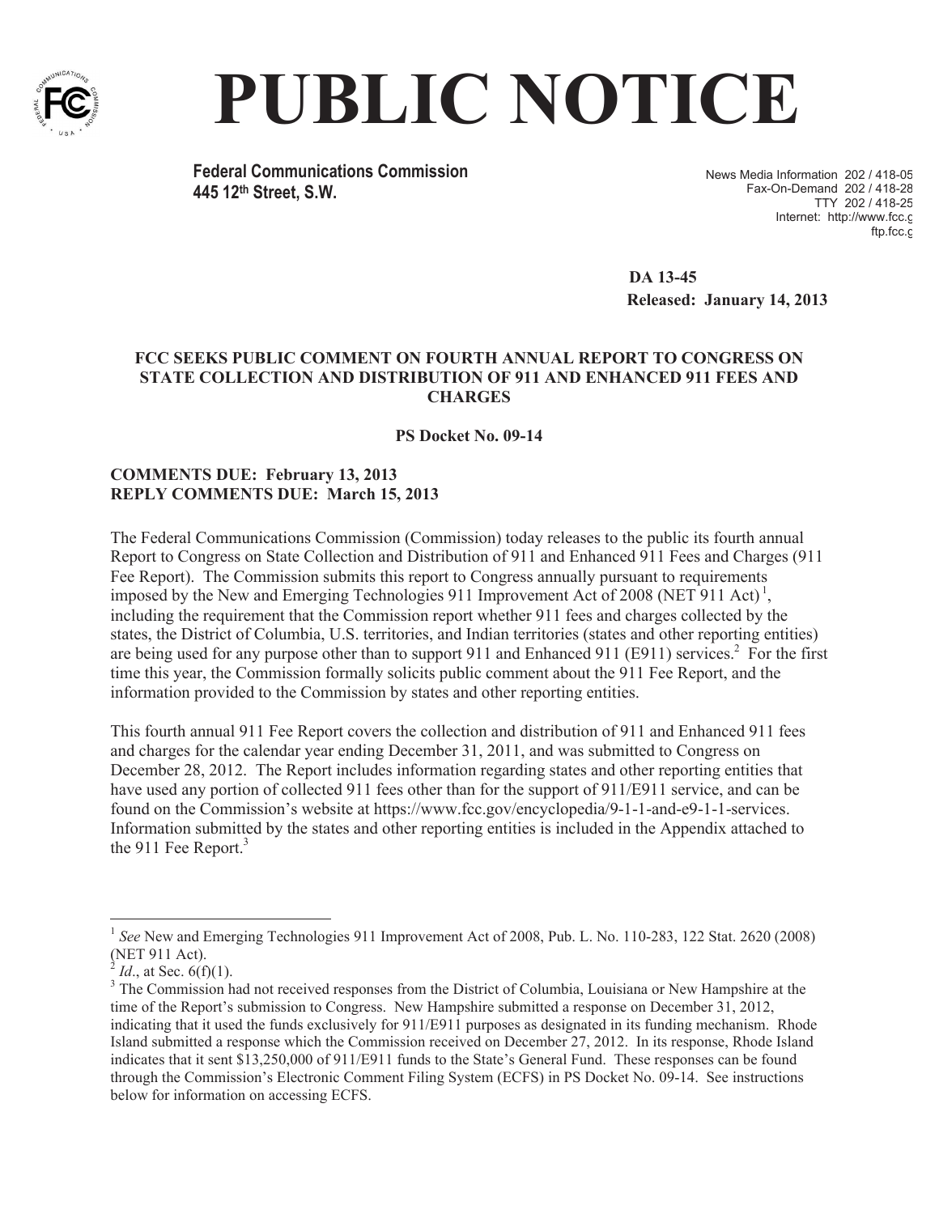# PUBLIC NOTICE

**Federal Communications Commission**
**445 12th Street, S.W.**

News Media Information 202 / 418-05
Fax-On-Demand 202 / 418-28
TTY 202 / 418-25
Internet: http://www.fcc.g
ftp.fcc.g

**DA 13-45**
**Released: January 14, 2013**

**FCC SEEKS PUBLIC COMMENT ON FOURTH ANNUAL REPORT TO CONGRESS ON STATE COLLECTION AND DISTRIBUTION OF 911 AND ENHANCED 911 FEES AND CHARGES**

**PS Docket No. 09-14**

**COMMENTS DUE: February 13, 2013**
**REPLY COMMENTS DUE: March 15, 2013**

The Federal Communications Commission (Commission) today releases to the public its fourth annual Report to Congress on State Collection and Distribution of 911 and Enhanced 911 Fees and Charges (911 Fee Report). The Commission submits this report to Congress annually pursuant to requirements imposed by the New and Emerging Technologies 911 Improvement Act of 2008 (NET 911 Act)[1], including the requirement that the Commission report whether 911 fees and charges collected by the states, the District of Columbia, U.S. territories, and Indian territories (states and other reporting entities) are being used for any purpose other than to support 911 and Enhanced 911 (E911) services.[2] For the first time this year, the Commission formally solicits public comment about the 911 Fee Report, and the information provided to the Commission by states and other reporting entities.

This fourth annual 911 Fee Report covers the collection and distribution of 911 and Enhanced 911 fees and charges for the calendar year ending December 31, 2011, and was submitted to Congress on December 28, 2012. The Report includes information regarding states and other reporting entities that have used any portion of collected 911 fees other than for the support of 911/E911 service, and can be found on the Commission's website at https://www.fcc.gov/encyclopedia/9-1-1-and-e9-1-1-services. Information submitted by the states and other reporting entities is included in the Appendix attached to the 911 Fee Report.[3]

---

[1] *See* New and Emerging Technologies 911 Improvement Act of 2008, Pub. L. No. 110-283, 122 Stat. 2620 (2008) (NET 911 Act).

[2] *Id*., at Sec. 6(f)(1).

[3] The Commission had not received responses from the District of Columbia, Louisiana or New Hampshire at the time of the Report's submission to Congress. New Hampshire submitted a response on December 31, 2012, indicating that it used the funds exclusively for 911/E911 purposes as designated in its funding mechanism. Rhode Island submitted a response which the Commission received on December 27, 2012. In its response, Rhode Island indicates that it sent $13,250,000 of 911/E911 funds to the State's General Fund. These responses can be found through the Commission's Electronic Comment Filing System (ECFS) in PS Docket No. 09-14. See instructions below for information on accessing ECFS.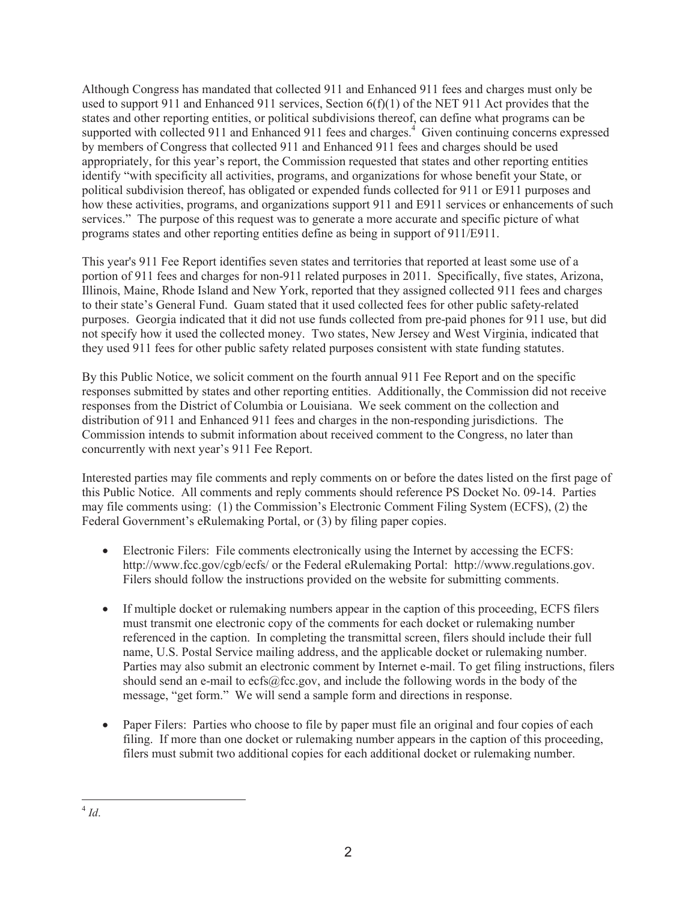Although Congress has mandated that collected 911 and Enhanced 911 fees and charges must only be used to support 911 and Enhanced 911 services, Section 6(f)(1) of the NET 911 Act provides that the states and other reporting entities, or political subdivisions thereof, can define what programs can be supported with collected 911 and Enhanced 911 fees and charges.[4] Given continuing concerns expressed by members of Congress that collected 911 and Enhanced 911 fees and charges should be used appropriately, for this year's report, the Commission requested that states and other reporting entities identify "with specificity all activities, programs, and organizations for whose benefit your State, or political subdivision thereof, has obligated or expended funds collected for 911 or E911 purposes and how these activities, programs, and organizations support 911 and E911 services or enhancements of such services." The purpose of this request was to generate a more accurate and specific picture of what programs states and other reporting entities define as being in support of 911/E911.

This year's 911 Fee Report identifies seven states and territories that reported at least some use of a portion of 911 fees and charges for non-911 related purposes in 2011. Specifically, five states, Arizona, Illinois, Maine, Rhode Island and New York, reported that they assigned collected 911 fees and charges to their state's General Fund. Guam stated that it used collected fees for other public safety-related purposes. Georgia indicated that it did not use funds collected from pre-paid phones for 911 use, but did not specify how it used the collected money. Two states, New Jersey and West Virginia, indicated that they used 911 fees for other public safety related purposes consistent with state funding statutes.

By this Public Notice, we solicit comment on the fourth annual 911 Fee Report and on the specific responses submitted by states and other reporting entities. Additionally, the Commission did not receive responses from the District of Columbia or Louisiana. We seek comment on the collection and distribution of 911 and Enhanced 911 fees and charges in the non-responding jurisdictions. The Commission intends to submit information about received comment to the Congress, no later than concurrently with next year's 911 Fee Report.

Interested parties may file comments and reply comments on or before the dates listed on the first page of this Public Notice. All comments and reply comments should reference PS Docket No. 09-14. Parties may file comments using: (1) the Commission's Electronic Comment Filing System (ECFS), (2) the Federal Government's eRulemaking Portal, or (3) by filing paper copies.

- Electronic Filers: File comments electronically using the Internet by accessing the ECFS: http://www.fcc.gov/cgb/ecfs/ or the Federal eRulemaking Portal: http://www.regulations.gov. Filers should follow the instructions provided on the website for submitting comments.

- If multiple docket or rulemaking numbers appear in the caption of this proceeding, ECFS filers must transmit one electronic copy of the comments for each docket or rulemaking number referenced in the caption. In completing the transmittal screen, filers should include their full name, U.S. Postal Service mailing address, and the applicable docket or rulemaking number. Parties may also submit an electronic comment by Internet e-mail. To get filing instructions, filers should send an e-mail to ecfs@fcc.gov, and include the following words in the body of the message, "get form." We will send a sample form and directions in response.

- Paper Filers: Parties who choose to file by paper must file an original and four copies of each filing. If more than one docket or rulemaking number appears in the caption of this proceeding, filers must submit two additional copies for each additional docket or rulemaking number.

---

[4] *Id*.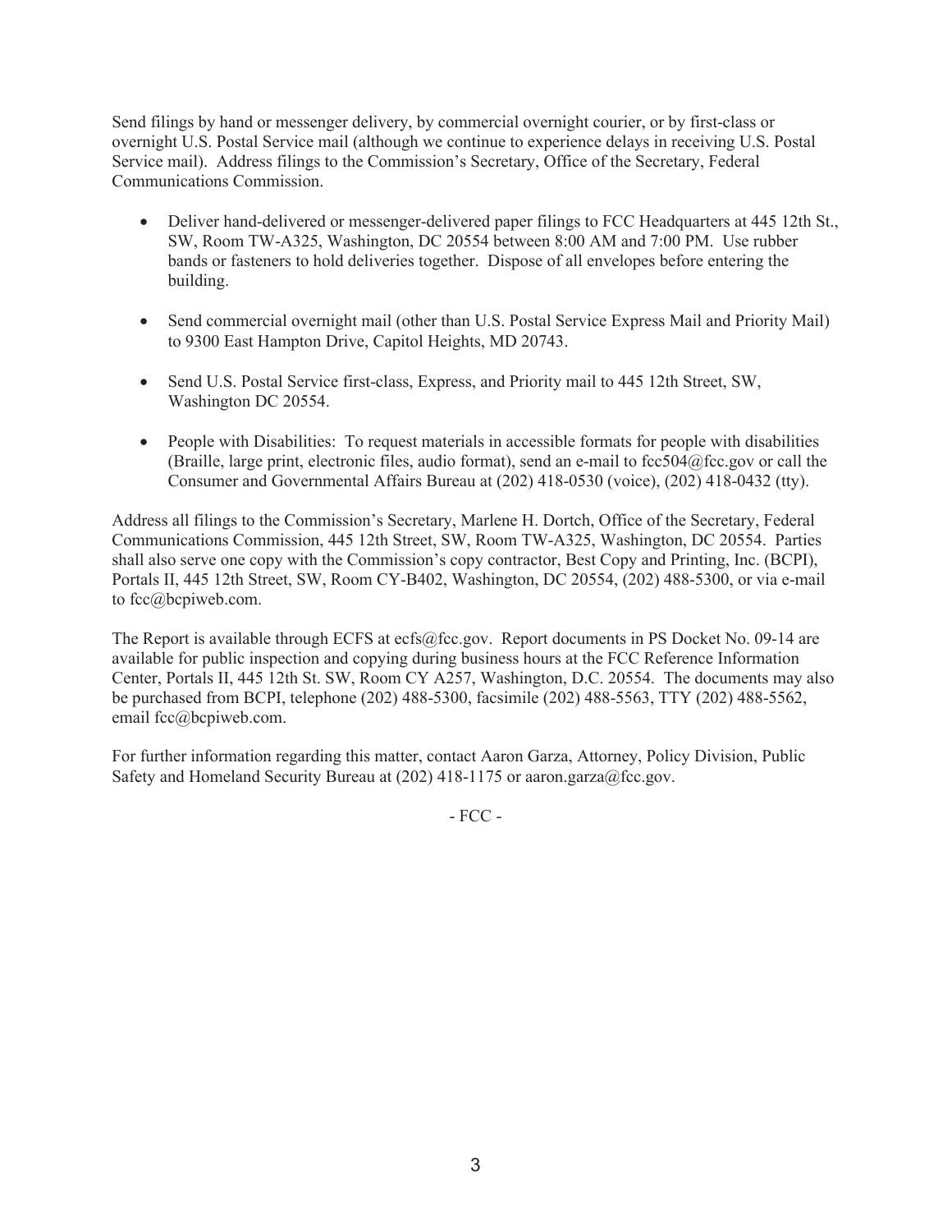Send filings by hand or messenger delivery, by commercial overnight courier, or by first-class or overnight U.S. Postal Service mail (although we continue to experience delays in receiving U.S. Postal Service mail). Address filings to the Commission's Secretary, Office of the Secretary, Federal Communications Commission.

- Deliver hand-delivered or messenger-delivered paper filings to FCC Headquarters at 445 12th St., SW, Room TW-A325, Washington, DC 20554 between 8:00 AM and 7:00 PM. Use rubber bands or fasteners to hold deliveries together. Dispose of all envelopes before entering the building.

- Send commercial overnight mail (other than U.S. Postal Service Express Mail and Priority Mail) to 9300 East Hampton Drive, Capitol Heights, MD 20743.

- Send U.S. Postal Service first-class, Express, and Priority mail to 445 12th Street, SW, Washington DC 20554.

- People with Disabilities: To request materials in accessible formats for people with disabilities (Braille, large print, electronic files, audio format), send an e-mail to fcc504@fcc.gov or call the Consumer and Governmental Affairs Bureau at (202) 418-0530 (voice), (202) 418-0432 (tty).

Address all filings to the Commission's Secretary, Marlene H. Dortch, Office of the Secretary, Federal Communications Commission, 445 12th Street, SW, Room TW-A325, Washington, DC 20554. Parties shall also serve one copy with the Commission's copy contractor, Best Copy and Printing, Inc. (BCPI), Portals II, 445 12th Street, SW, Room CY-B402, Washington, DC 20554, (202) 488-5300, or via e-mail to fcc@bcpiweb.com.

The Report is available through ECFS at ecfs@fcc.gov. Report documents in PS Docket No. 09-14 are available for public inspection and copying during business hours at the FCC Reference Information Center, Portals II, 445 12th St. SW, Room CY A257, Washington, D.C. 20554. The documents may also be purchased from BCPI, telephone (202) 488-5300, facsimile (202) 488-5563, TTY (202) 488-5562, email fcc@bcpiweb.com.

For further information regarding this matter, contact Aaron Garza, Attorney, Policy Division, Public Safety and Homeland Security Bureau at (202) 418-1175 or aaron.garza@fcc.gov.

- FCC -